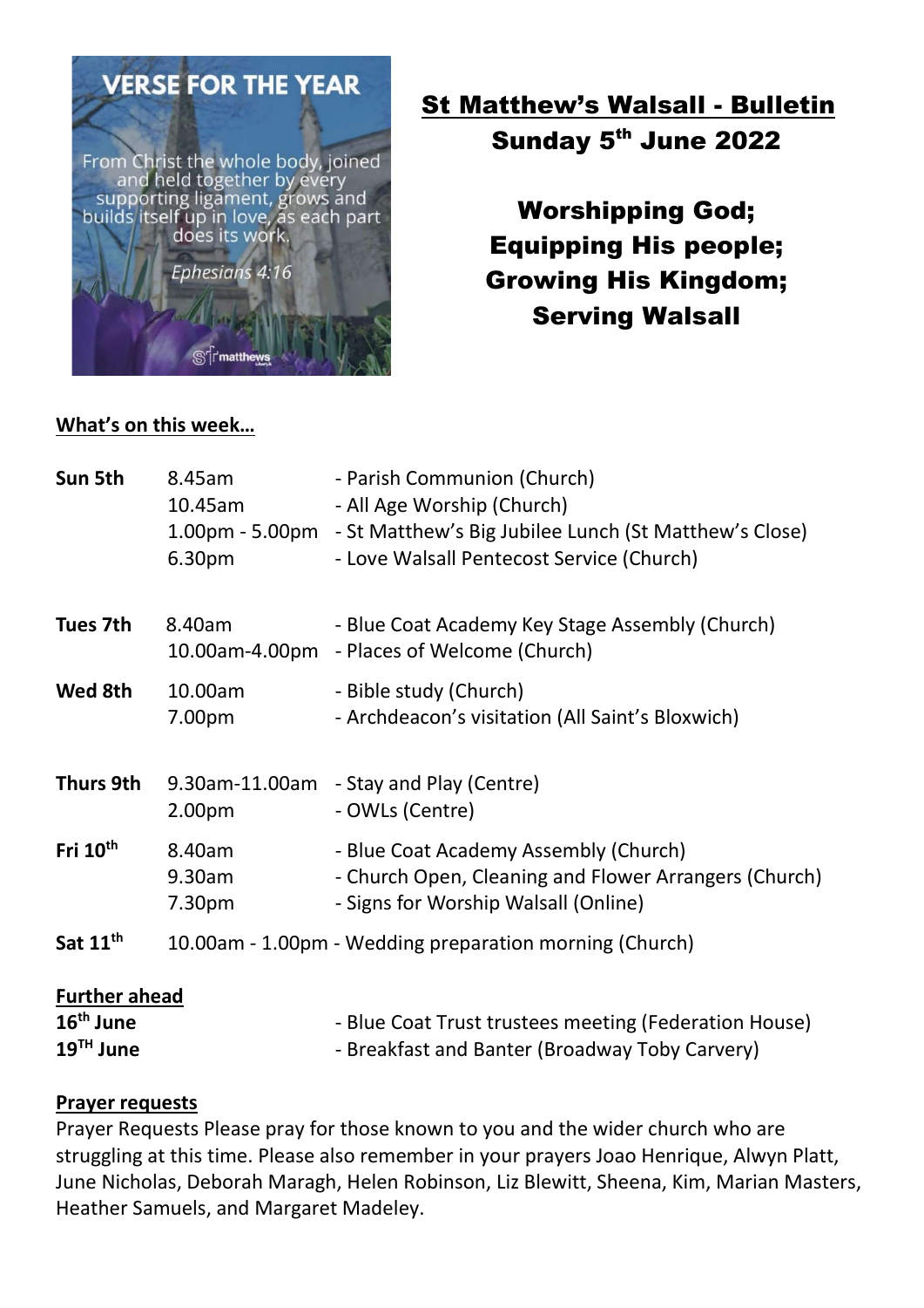VERSE FOR THE YEAR

From Christ the whole body, joined and held together by every supporting ligament, grows and builds itself up in love, as each part does its work.

*Ephesians 4:16*

# St Matthew's Walsall - Bulletin

## Sunday 5th June 2022

**Worshipping God;**
**Equipping His people;**
**Growing His Kingdom;**
**Serving Walsall**

### What's on this week…

| | | |
|---|---|---|
| **Sun 5th** | 8.45am | - Parish Communion (Church) |
| | 10.45am | - All Age Worship (Church) |
| | 1.00pm - 5.00pm | - St Matthew's Big Jubilee Lunch (St Matthew's Close) |
| | 6.30pm | - Love Walsall Pentecost Service (Church) |
| **Tues 7th** | 8.40am | - Blue Coat Academy Key Stage Assembly (Church) |
| | 10.00am-4.00pm | - Places of Welcome (Church) |
| **Wed 8th** | 10.00am | - Bible study (Church) |
| | 7.00pm | - Archdeacon's visitation (All Saint's Bloxwich) |
| **Thurs 9th** | 9.30am-11.00am | - Stay and Play (Centre) |
| | 2.00pm | - OWLs (Centre) |
| **Fri 10th** | 8.40am | - Blue Coat Academy Assembly (Church) |
| | 9.30am | - Church Open, Cleaning and Flower Arrangers (Church) |
| | 7.30pm | - Signs for Worship Walsall (Online) |
| **Sat 11th** | 10.00am - 1.00pm | - Wedding preparation morning (Church) |

### Further ahead

| | |
|---|---|
| **16th June** | - Blue Coat Trust trustees meeting (Federation House) |
| **19TH June** | - Breakfast and Banter (Broadway Toby Carvery) |

### Prayer requests

Prayer Requests Please pray for those known to you and the wider church who are struggling at this time. Please also remember in your prayers Joao Henrique, Alwyn Platt, June Nicholas, Deborah Maragh, Helen Robinson, Liz Blewitt, Sheena, Kim, Marian Masters, Heather Samuels, and Margaret Madeley.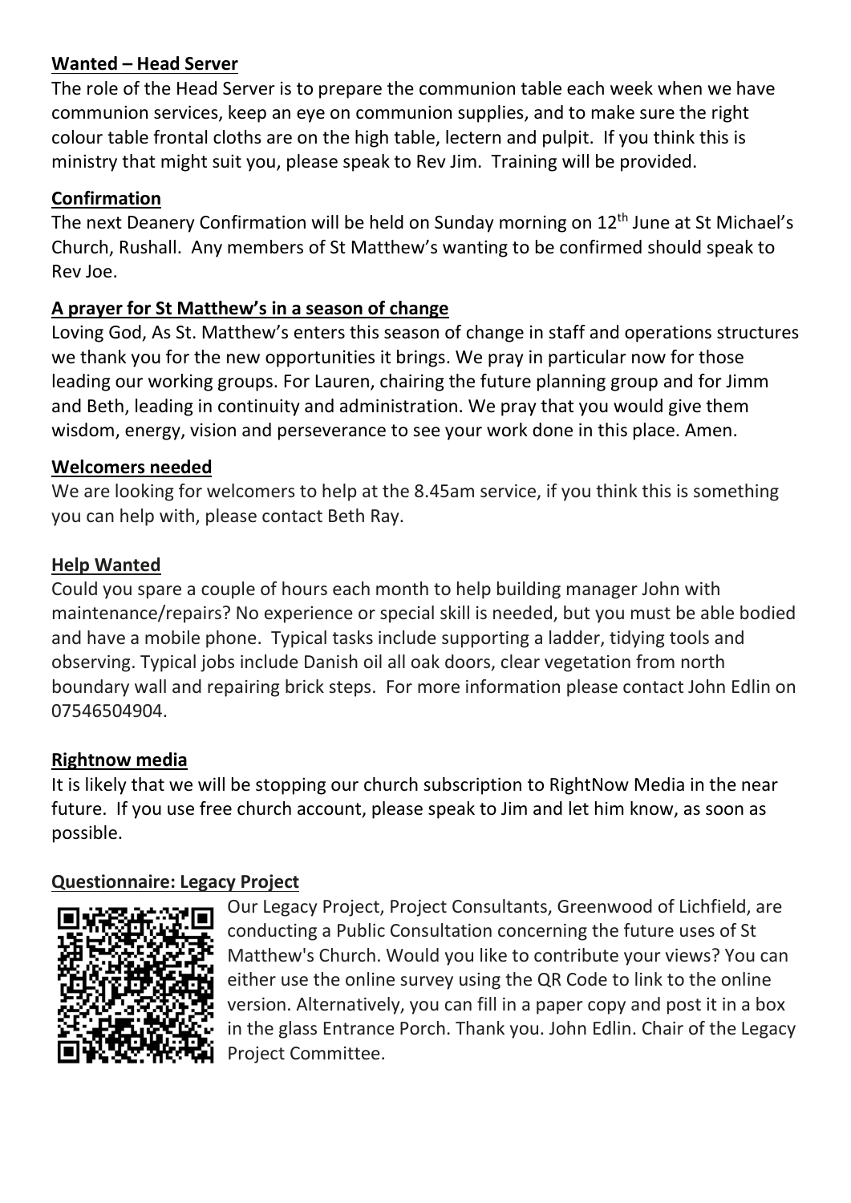**Wanted – Head Server**

The role of the Head Server is to prepare the communion table each week when we have communion services, keep an eye on communion supplies, and to make sure the right colour table frontal cloths are on the high table, lectern and pulpit. If you think this is ministry that might suit you, please speak to Rev Jim. Training will be provided.

**Confirmation**

The next Deanery Confirmation will be held on Sunday morning on 12th June at St Michael's Church, Rushall. Any members of St Matthew's wanting to be confirmed should speak to Rev Joe.

**A prayer for St Matthew's in a season of change**

Loving God, As St. Matthew's enters this season of change in staff and operations structures we thank you for the new opportunities it brings. We pray in particular now for those leading our working groups. For Lauren, chairing the future planning group and for Jimm and Beth, leading in continuity and administration. We pray that you would give them wisdom, energy, vision and perseverance to see your work done in this place. Amen.

**Welcomers needed**

We are looking for welcomers to help at the 8.45am service, if you think this is something you can help with, please contact Beth Ray.

**Help Wanted**

Could you spare a couple of hours each month to help building manager John with maintenance/repairs? No experience or special skill is needed, but you must be able bodied and have a mobile phone. Typical tasks include supporting a ladder, tidying tools and observing. Typical jobs include Danish oil all oak doors, clear vegetation from north boundary wall and repairing brick steps. For more information please contact John Edlin on 07546504904.

**Rightnow media**

It is likely that we will be stopping our church subscription to RightNow Media in the near future. If you use free church account, please speak to Jim and let him know, as soon as possible.

**Questionnaire: Legacy Project**

Our Legacy Project, Project Consultants, Greenwood of Lichfield, are conducting a Public Consultation concerning the future uses of St Matthew's Church. Would you like to contribute your views? You can either use the online survey using the QR Code to link to the online version. Alternatively, you can fill in a paper copy and post it in a box in the glass Entrance Porch. Thank you. John Edlin. Chair of the Legacy Project Committee.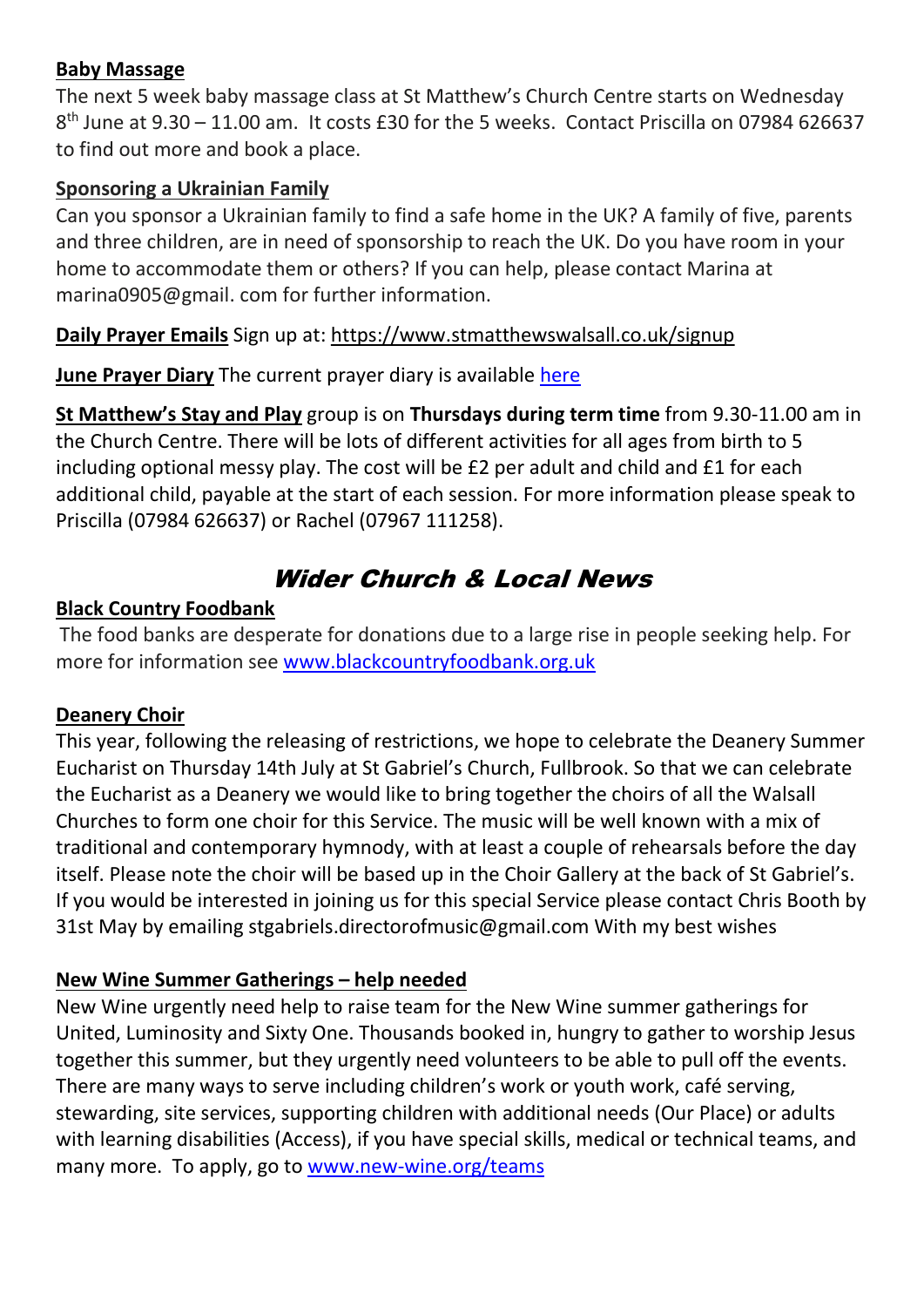**Baby Massage**

The next 5 week baby massage class at St Matthew's Church Centre starts on Wednesday 8th June at 9.30 – 11.00 am. It costs £30 for the 5 weeks. Contact Priscilla on 07984 626637 to find out more and book a place.

**Sponsoring a Ukrainian Family**

Can you sponsor a Ukrainian family to find a safe home in the UK? A family of five, parents and three children, are in need of sponsorship to reach the UK. Do you have room in your home to accommodate them or others? If you can help, please contact Marina at marina0905@gmail. com for further information.

**Daily Prayer Emails** Sign up at: https://www.stmatthewswalsall.co.uk/signup

**June Prayer Diary** The current prayer diary is available here

**St Matthew's Stay and Play** group is on **Thursdays during term time** from 9.30-11.00 am in the Church Centre. There will be lots of different activities for all ages from birth to 5 including optional messy play. The cost will be £2 per adult and child and £1 for each additional child, payable at the start of each session. For more information please speak to Priscilla (07984 626637) or Rachel (07967 111258).

## *Wider Church & Local News*

**Black Country Foodbank**

The food banks are desperate for donations due to a large rise in people seeking help. For more for information see www.blackcountryfoodbank.org.uk

**Deanery Choir**

This year, following the releasing of restrictions, we hope to celebrate the Deanery Summer Eucharist on Thursday 14th July at St Gabriel's Church, Fullbrook. So that we can celebrate the Eucharist as a Deanery we would like to bring together the choirs of all the Walsall Churches to form one choir for this Service. The music will be well known with a mix of traditional and contemporary hymnody, with at least a couple of rehearsals before the day itself. Please note the choir will be based up in the Choir Gallery at the back of St Gabriel's. If you would be interested in joining us for this special Service please contact Chris Booth by 31st May by emailing stgabriels.directorofmusic@gmail.com With my best wishes

**New Wine Summer Gatherings – help needed**

New Wine urgently need help to raise team for the New Wine summer gatherings for United, Luminosity and Sixty One. Thousands booked in, hungry to gather to worship Jesus together this summer, but they urgently need volunteers to be able to pull off the events. There are many ways to serve including children's work or youth work, café serving, stewarding, site services, supporting children with additional needs (Our Place) or adults with learning disabilities (Access), if you have special skills, medical or technical teams, and many more. To apply, go to www.new-wine.org/teams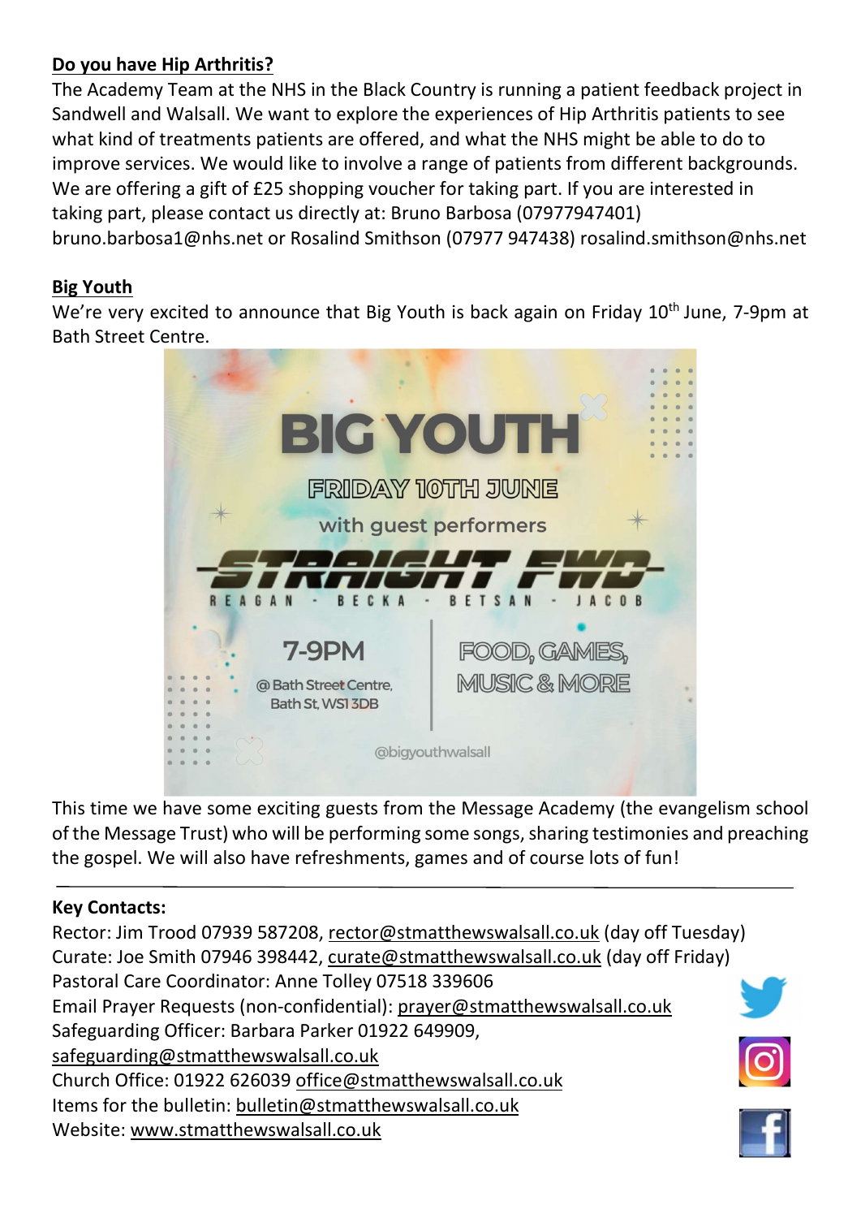**Do you have Hip Arthritis?**

The Academy Team at the NHS in the Black Country is running a patient feedback project in Sandwell and Walsall. We want to explore the experiences of Hip Arthritis patients to see what kind of treatments patients are offered, and what the NHS might be able to do to improve services. We would like to involve a range of patients from different backgrounds. We are offering a gift of £25 shopping voucher for taking part. If you are interested in taking part, please contact us directly at: Bruno Barbosa (07977947401) bruno.barbosa1@nhs.net or Rosalind Smithson (07977 947438) rosalind.smithson@nhs.net

**Big Youth**

We're very excited to announce that Big Youth is back again on Friday 10th June, 7-9pm at Bath Street Centre.

BIG YOUTH

FRIDAY 10TH JUNE

with guest performers

STRAIGHT FWD

REAGAN - BECKA - BETSAN - JACOB

7-9PM

@ Bath Street Centre, Bath St, WS1 3DB

FOOD, GAMES, MUSIC & MORE

@bigyouthwalsall

This time we have some exciting guests from the Message Academy (the evangelism school of the Message Trust) who will be performing some songs, sharing testimonies and preaching the gospel. We will also have refreshments, games and of course lots of fun!

---

**Key Contacts:**

Rector: Jim Trood 07939 587208, rector@stmatthewswalsall.co.uk (day off Tuesday)
Curate: Joe Smith 07946 398442, curate@stmatthewswalsall.co.uk (day off Friday)
Pastoral Care Coordinator: Anne Tolley 07518 339606
Email Prayer Requests (non-confidential): prayer@stmatthewswalsall.co.uk
Safeguarding Officer: Barbara Parker 01922 649909, safeguarding@stmatthewswalsall.co.uk
Church Office: 01922 626039 office@stmatthewswalsall.co.uk
Items for the bulletin: bulletin@stmatthewswalsall.co.uk
Website: www.stmatthewswalsall.co.uk